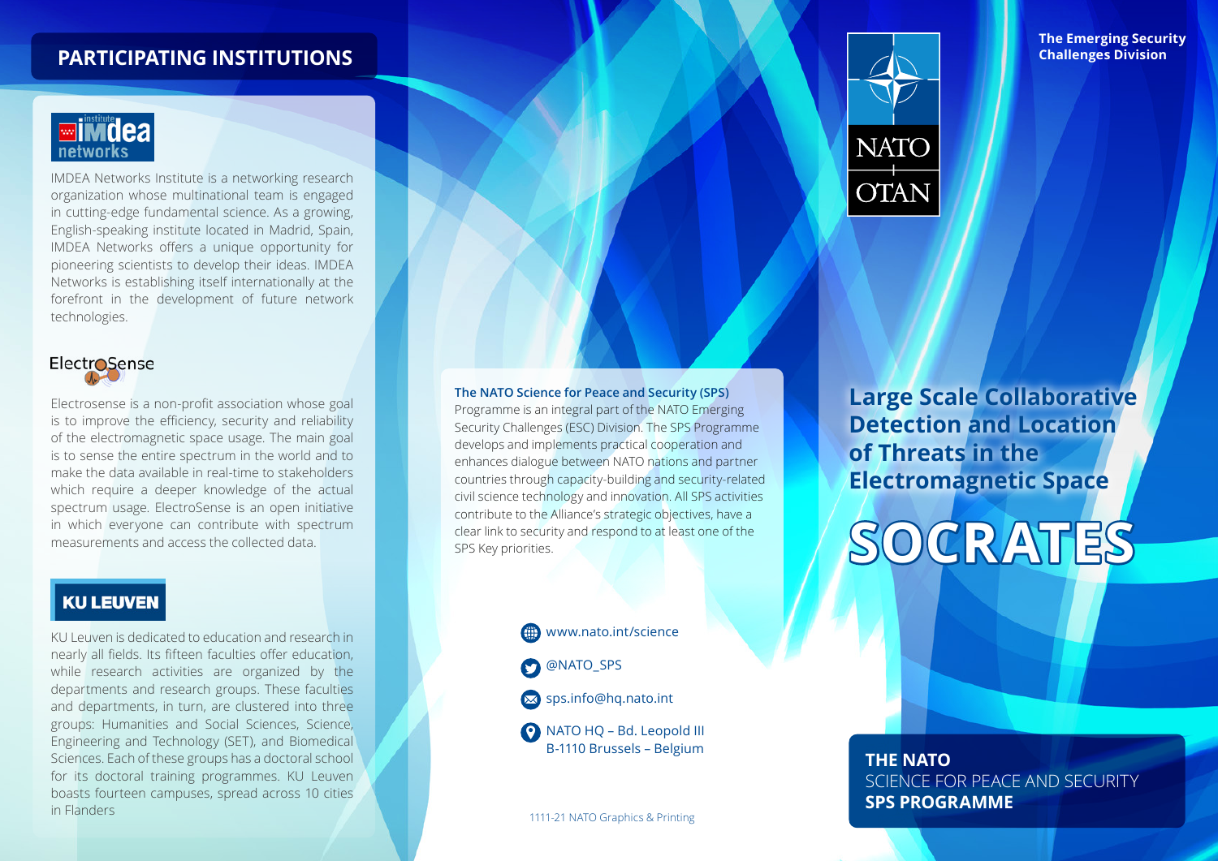## PARTICIPATING INSTITUTIONS

**IMDEA networks**

IMDEA Networks Institute is a networking research organization whose multinational team is engaged in cutting-edge fundamental science. As a growing, English-speaking institute located in Madrid, Spain, IMDEA Networks offers a unique opportunity for pioneering scientists to develop their ideas. IMDEA Networks is establishing itself internationally at the forefront in the development of future network technologies.

**ElectroSense**

Electrosense is a non-profit association whose goal is to improve the efficiency, security and reliability of the electromagnetic space usage. The main goal is to sense the entire spectrum in the world and to make the data available in real-time to stakeholders which require a deeper knowledge of the actual spectrum usage. ElectroSense is an open initiative in which everyone can contribute with spectrum measurements and access the collected data.

**KU LEUVEN**

KU Leuven is dedicated to education and research in nearly all fields. Its fifteen faculties offer education, while research activities are organized by the departments and research groups. These faculties and departments, in turn, are clustered into three groups: Humanities and Social Sciences, Science, Engineering and Technology (SET), and Biomedical Sciences. Each of these groups has a doctoral school for its doctoral training programmes. KU Leuven boasts fourteen campuses, spread across 10 cities in Flanders

**The NATO Science for Peace and Security (SPS)** Programme is an integral part of the NATO Emerging Security Challenges (ESC) Division. The SPS Programme develops and implements practical cooperation and enhances dialogue between NATO nations and partner countries through capacity-building and security-related civil science technology and innovation. All SPS activities contribute to the Alliance's strategic objectives, have a clear link to security and respond to at least one of the SPS Key priorities.

www.nato.int/science

@NATO_SPS

sps.info@hq.nato.int

NATO HQ – Bd. Leopold III
B-1110 Brussels – Belgium

1111-21 NATO Graphics & Printing

NATO OTAN

**The Emerging Security Challenges Division**

# Large Scale Collaborative Detection and Location of Threats in the Electromagnetic Space

# SOCRATES

**THE NATO**
SCIENCE FOR PEACE AND SECURITY
**SPS PROGRAMME**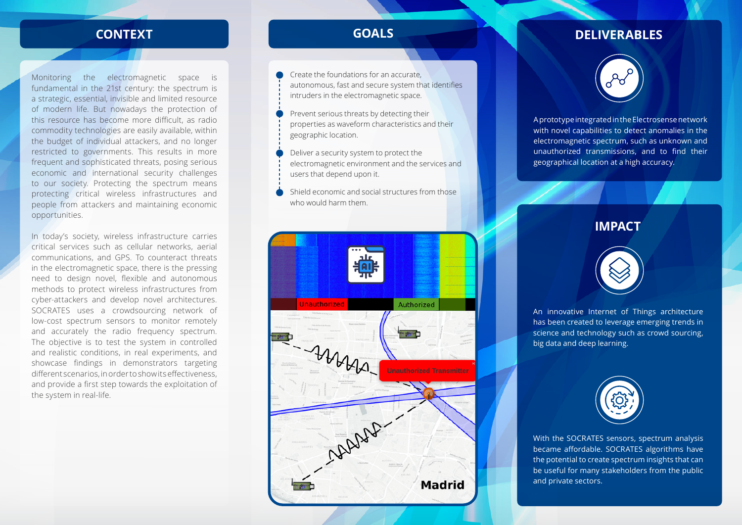## CONTEXT

Monitoring the electromagnetic space is fundamental in the 21st century: the spectrum is a strategic, essential, invisible and limited resource of modern life. But nowadays the protection of this resource has become more difficult, as radio commodity technologies are easily available, within the budget of individual attackers, and no longer restricted to governments. This results in more frequent and sophisticated threats, posing serious economic and international security challenges to our society. Protecting the spectrum means protecting critical wireless infrastructures and people from attackers and maintaining economic opportunities.

In today's society, wireless infrastructure carries critical services such as cellular networks, aerial communications, and GPS. To counteract threats in the electromagnetic space, there is the pressing need to design novel, flexible and autonomous methods to protect wireless infrastructures from cyber-attackers and develop novel architectures. SOCRATES uses a crowdsourcing network of low-cost spectrum sensors to monitor remotely and accurately the radio frequency spectrum. The objective is to test the system in controlled and realistic conditions, in real experiments, and showcase findings in demonstrators targeting different scenarios, in order to show its effectiveness, and provide a first step towards the exploitation of the system in real-life.

## GOALS

- Create the foundations for an accurate, autonomous, fast and secure system that identifies intruders in the electromagnetic space.
- Prevent serious threats by detecting their properties as waveform characteristics and their geographic location.
- Deliver a security system to protect the electromagnetic environment and the services and users that depend upon it.
- Shield economic and social structures from those who would harm them.

Unauthorized

Authorized

Unauthorized Transmitter

Madrid

## DELIVERABLES

A prototype integrated in the Electrosense network with novel capabilities to detect anomalies in the electromagnetic spectrum, such as unknown and unauthorized transmissions, and to find their geographical location at a high accuracy.

## IMPACT

An innovative Internet of Things architecture has been created to leverage emerging trends in science and technology such as crowd sourcing, big data and deep learning.

With the SOCRATES sensors, spectrum analysis became affordable. SOCRATES algorithms have the potential to create spectrum insights that can be useful for many stakeholders from the public and private sectors.